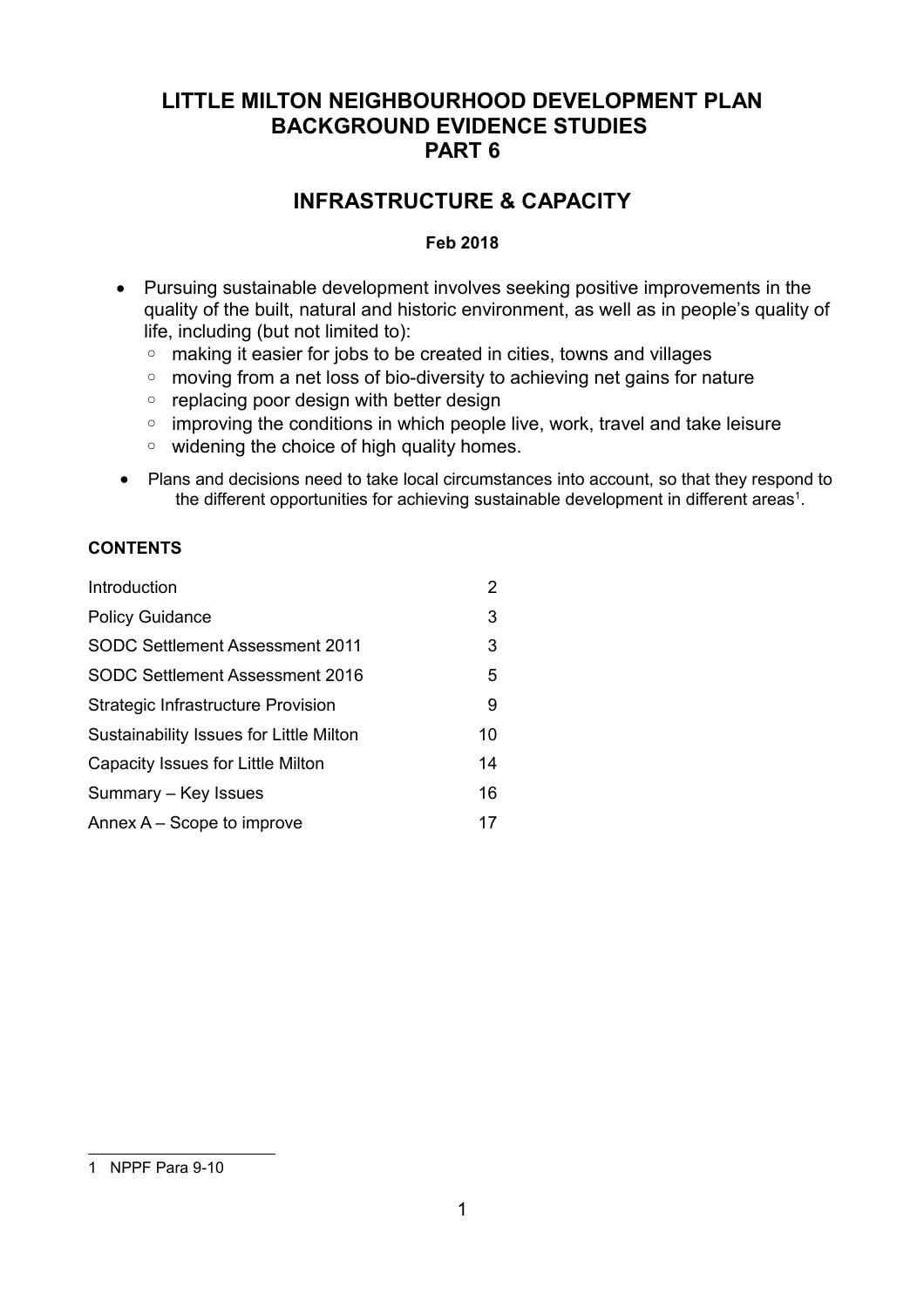# LITTLE MILTON NEIGHBOURHOOD DEVELOPMENT PLAN BACKGROUND EVIDENCE STUDIES PART 6

## INFRASTRUCTURE & CAPACITY

**Feb 2018**

- Pursuing sustainable development involves seeking positive improvements in the quality of the built, natural and historic environment, as well as in people's quality of life, including (but not limited to):
  - making it easier for jobs to be created in cities, towns and villages
  - moving from a net loss of bio-diversity to achieving net gains for nature
  - replacing poor design with better design
  - improving the conditions in which people live, work, travel and take leisure
  - widening the choice of high quality homes.
- Plans and decisions need to take local circumstances into account, so that they respond to the different opportunities for achieving sustainable development in different areas[1].

**CONTENTS**

| | |
|---|---|
| Introduction | 2 |
| Policy Guidance | 3 |
| SODC Settlement Assessment 2011 | 3 |
| SODC Settlement Assessment 2016 | 5 |
| Strategic Infrastructure Provision | 9 |
| Sustainability Issues for Little Milton | 10 |
| Capacity Issues for Little Milton | 14 |
| Summary – Key Issues | 16 |
| Annex A – Scope to improve | 17 |

1 NPPF Para 9-10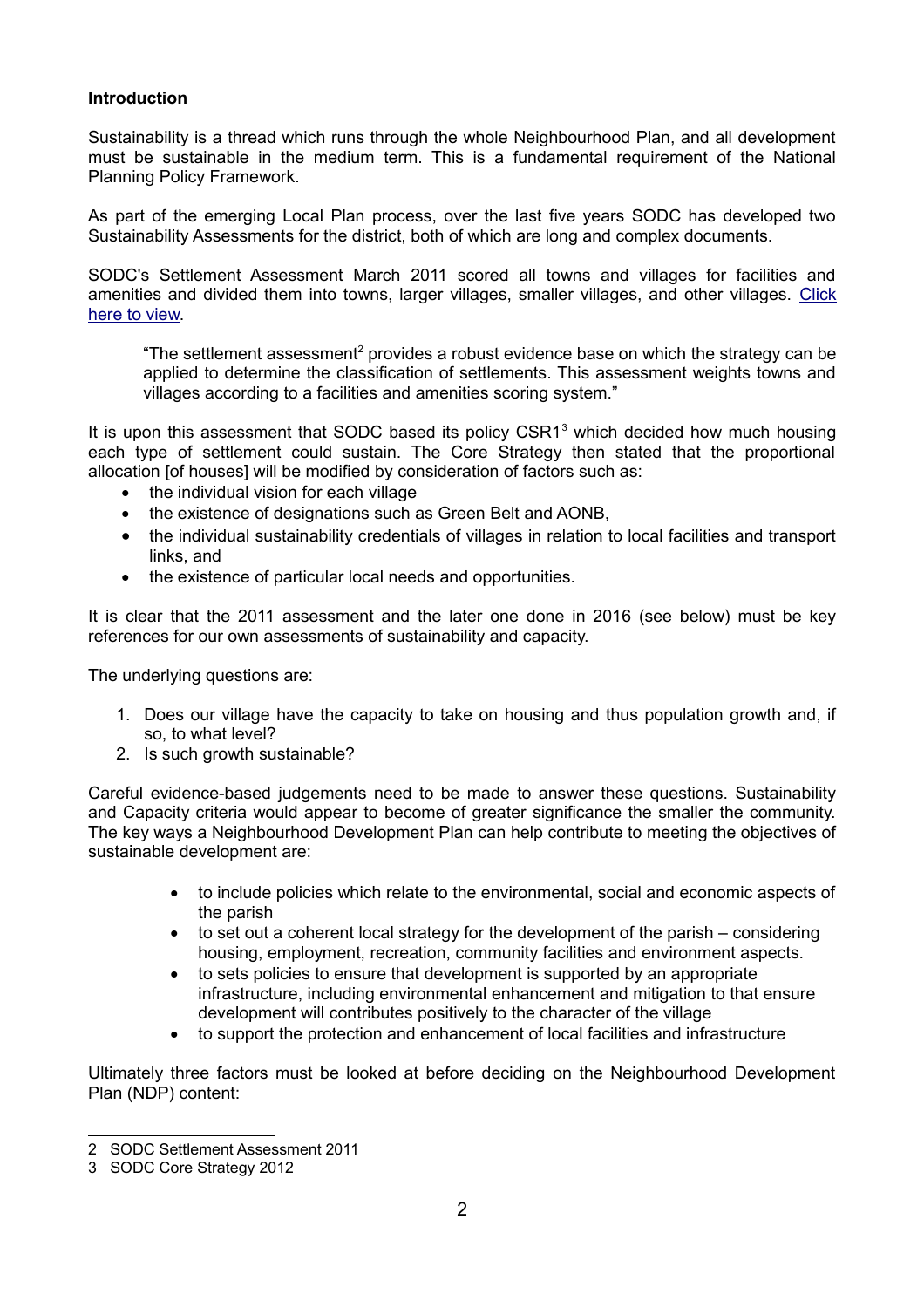**Introduction**

Sustainability is a thread which runs through the whole Neighbourhood Plan, and all development must be sustainable in the medium term. This is a fundamental requirement of the National Planning Policy Framework.

As part of the emerging Local Plan process, over the last five years SODC has developed two Sustainability Assessments for the district, both of which are long and complex documents.

SODC's Settlement Assessment March 2011 scored all towns and villages for facilities and amenities and divided them into towns, larger villages, smaller villages, and other villages. Click here to view.

> "The settlement assessment[2] provides a robust evidence base on which the strategy can be applied to determine the classification of settlements. This assessment weights towns and villages according to a facilities and amenities scoring system."

It is upon this assessment that SODC based its policy CSR1[3] which decided how much housing each type of settlement could sustain. The Core Strategy then stated that the proportional allocation [of houses] will be modified by consideration of factors such as:

- the individual vision for each village
- the existence of designations such as Green Belt and AONB,
- the individual sustainability credentials of villages in relation to local facilities and transport links, and
- the existence of particular local needs and opportunities.

It is clear that the 2011 assessment and the later one done in 2016 (see below) must be key references for our own assessments of sustainability and capacity.

The underlying questions are:

1. Does our village have the capacity to take on housing and thus population growth and, if so, to what level?
2. Is such growth sustainable?

Careful evidence-based judgements need to be made to answer these questions. Sustainability and Capacity criteria would appear to become of greater significance the smaller the community. The key ways a Neighbourhood Development Plan can help contribute to meeting the objectives of sustainable development are:

- to include policies which relate to the environmental, social and economic aspects of the parish
- to set out a coherent local strategy for the development of the parish – considering housing, employment, recreation, community facilities and environment aspects.
- to sets policies to ensure that development is supported by an appropriate infrastructure, including environmental enhancement and mitigation to that ensure development will contributes positively to the character of the village
- to support the protection and enhancement of local facilities and infrastructure

Ultimately three factors must be looked at before deciding on the Neighbourhood Development Plan (NDP) content:

---

2 SODC Settlement Assessment 2011

3 SODC Core Strategy 2012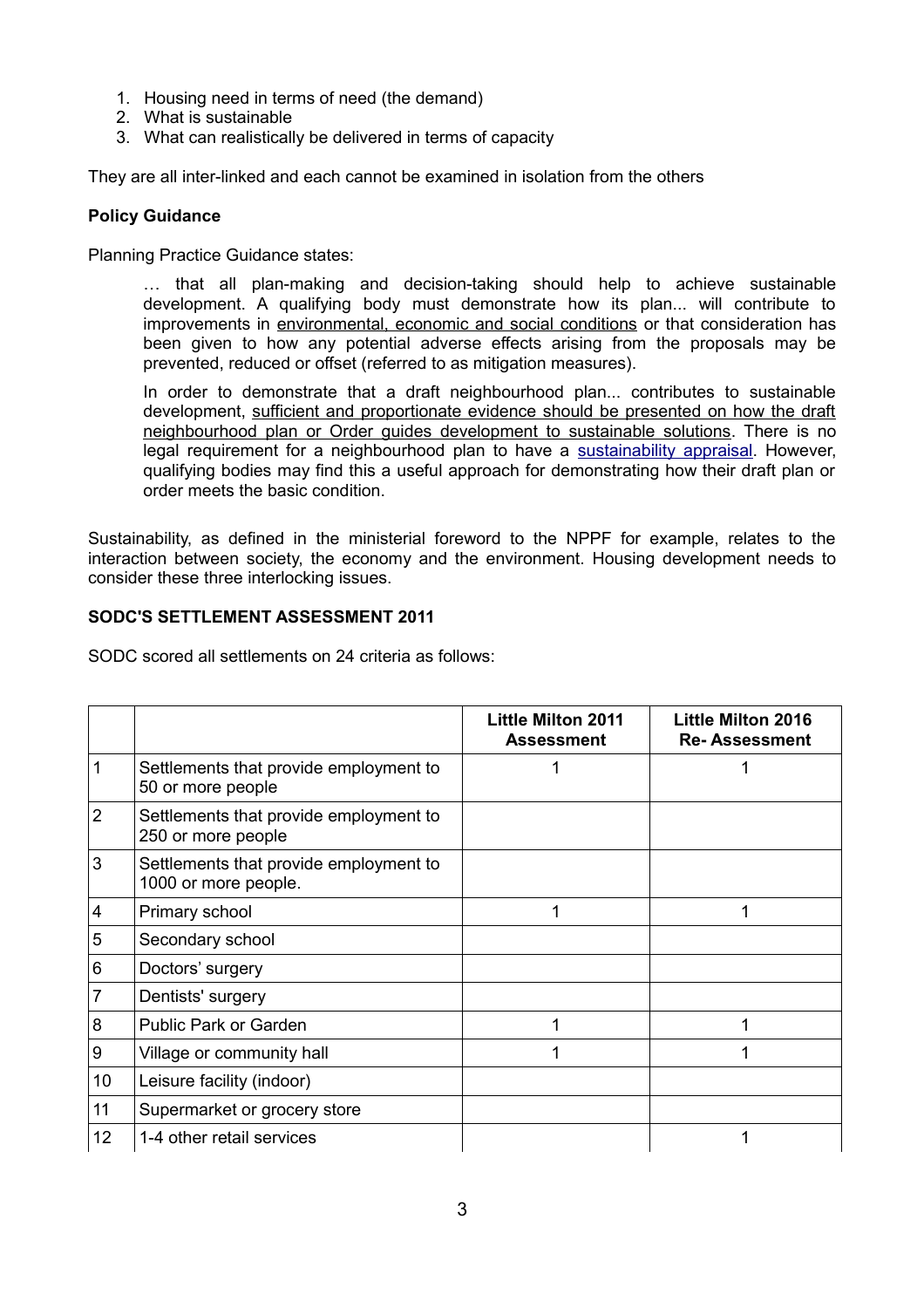1. Housing need in terms of need (the demand)
2. What is sustainable
3. What can realistically be delivered in terms of capacity

They are all inter-linked and each cannot be examined in isolation from the others

**Policy Guidance**

Planning Practice Guidance states:

> … that all plan-making and decision-taking should help to achieve sustainable development. A qualifying body must demonstrate how its plan... will contribute to improvements in <u>environmental, economic and social conditions</u> or that consideration has been given to how any potential adverse effects arising from the proposals may be prevented, reduced or offset (referred to as mitigation measures).
>
> In order to demonstrate that a draft neighbourhood plan... contributes to sustainable development, <u>sufficient and proportionate evidence should be presented on how the draft neighbourhood plan or Order guides development to sustainable solutions</u>. There is no legal requirement for a neighbourhood plan to have a <u>sustainability appraisal</u>. However, qualifying bodies may find this a useful approach for demonstrating how their draft plan or order meets the basic condition.

Sustainability, as defined in the ministerial foreword to the NPPF for example, relates to the interaction between society, the economy and the environment. Housing development needs to consider these three interlocking issues.

**SODC'S SETTLEMENT ASSESSMENT 2011**

SODC scored all settlements on 24 criteria as follows:

| | | Little Milton 2011 Assessment | Little Milton 2016 Re- Assessment |
|---|---|---|---|
| 1 | Settlements that provide employment to 50 or more people | 1 | 1 |
| 2 | Settlements that provide employment to 250 or more people | | |
| 3 | Settlements that provide employment to 1000 or more people. | | |
| 4 | Primary school | 1 | 1 |
| 5 | Secondary school | | |
| 6 | Doctors' surgery | | |
| 7 | Dentists' surgery | | |
| 8 | Public Park or Garden | 1 | 1 |
| 9 | Village or community hall | 1 | 1 |
| 10 | Leisure facility (indoor) | | |
| 11 | Supermarket or grocery store | | |
| 12 | 1-4 other retail services | | 1 |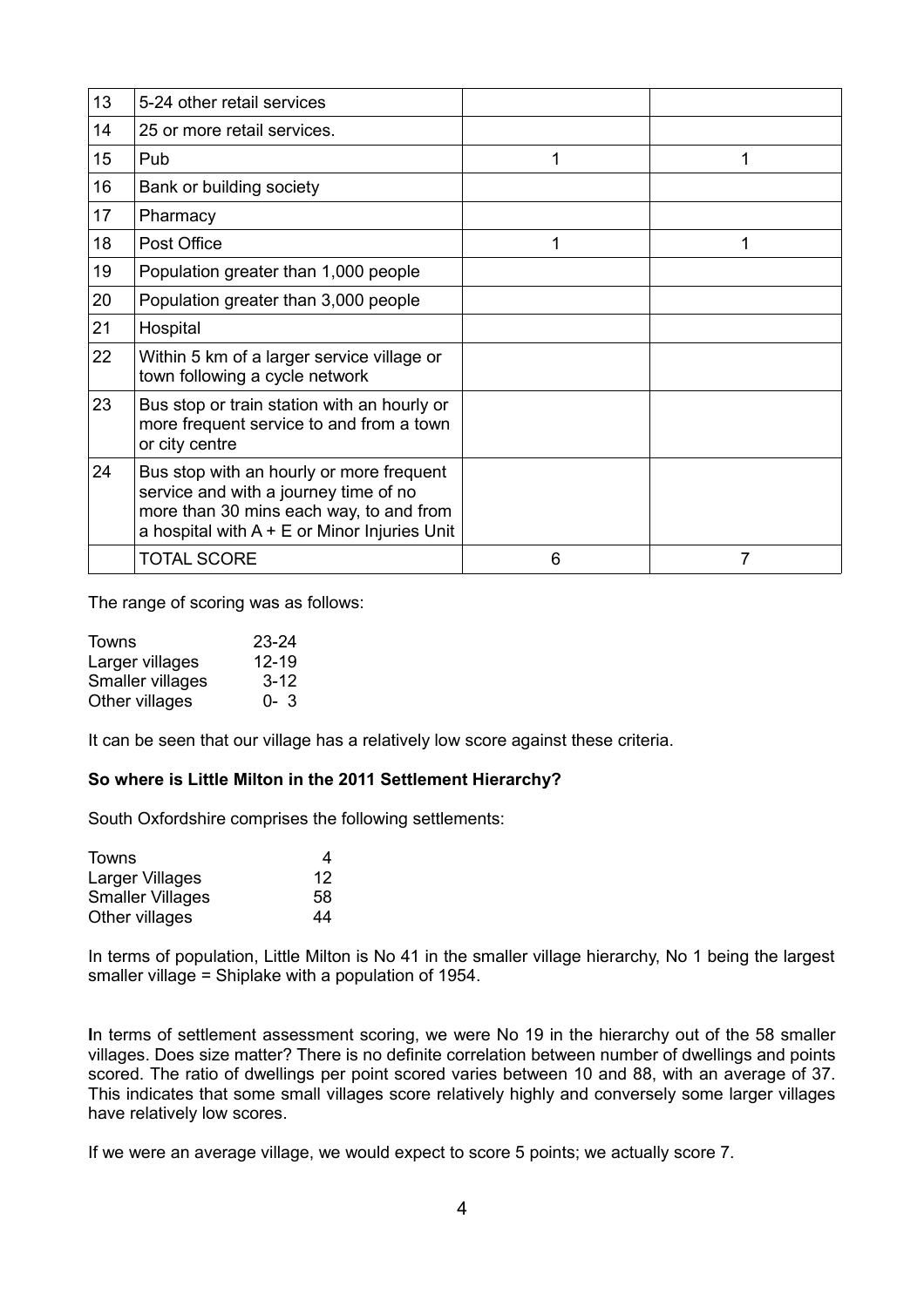| | | | |
|---|---|---|---|
| 13 | 5-24 other retail services | | |
| 14 | 25 or more retail services. | | |
| 15 | Pub | 1 | 1 |
| 16 | Bank or building society | | |
| 17 | Pharmacy | | |
| 18 | Post Office | 1 | 1 |
| 19 | Population greater than 1,000 people | | |
| 20 | Population greater than 3,000 people | | |
| 21 | Hospital | | |
| 22 | Within 5 km of a larger service village or town following a cycle network | | |
| 23 | Bus stop or train station with an hourly or more frequent service to and from a town or city centre | | |
| 24 | Bus stop with an hourly or more frequent service and with a journey time of no more than 30 mins each way, to and from a hospital with A + E or Minor Injuries Unit | | |
| | TOTAL SCORE | 6 | 7 |

The range of scoring was as follows:

| | |
|---|---|
| Towns | 23-24 |
| Larger villages | 12-19 |
| Smaller villages | 3-12 |
| Other villages | 0- 3 |

It can be seen that our village has a relatively low score against these criteria.

**So where is Little Milton in the 2011 Settlement Hierarchy?**

South Oxfordshire comprises the following settlements:

| | |
|---|---|
| Towns | 4 |
| Larger Villages | 12 |
| Smaller Villages | 58 |
| Other villages | 44 |

In terms of population, Little Milton is No 41 in the smaller village hierarchy, No 1 being the largest smaller village = Shiplake with a population of 1954.

In terms of settlement assessment scoring, we were No 19 in the hierarchy out of the 58 smaller villages. Does size matter? There is no definite correlation between number of dwellings and points scored. The ratio of dwellings per point scored varies between 10 and 88, with an average of 37. This indicates that some small villages score relatively highly and conversely some larger villages have relatively low scores.

If we were an average village, we would expect to score 5 points; we actually score 7.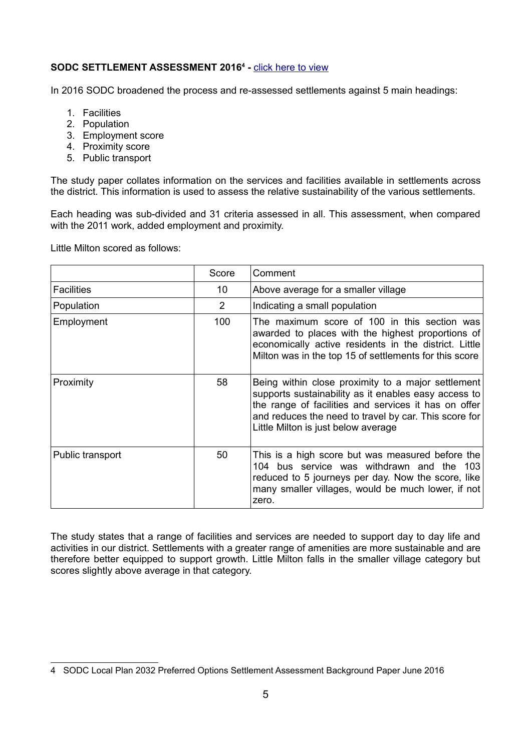**SODC SETTLEMENT ASSESSMENT 2016[4] -** [click here to view]

In 2016 SODC broadened the process and re-assessed settlements against 5 main headings:

1. Facilities
2. Population
3. Employment score
4. Proximity score
5. Public transport

The study paper collates information on the services and facilities available in settlements across the district. This information is used to assess the relative sustainability of the various settlements.

Each heading was sub-divided and 31 criteria assessed in all. This assessment, when compared with the 2011 work, added employment and proximity.

Little Milton scored as follows:

| | Score | Comment |
|---|---|---|
| Facilities | 10 | Above average for a smaller village |
| Population | 2 | Indicating a small population |
| Employment | 100 | The maximum score of 100 in this section was awarded to places with the highest proportions of economically active residents in the district. Little Milton was in the top 15 of settlements for this score |
| Proximity | 58 | Being within close proximity to a major settlement supports sustainability as it enables easy access to the range of facilities and services it has on offer and reduces the need to travel by car. This score for Little Milton is just below average |
| Public transport | 50 | This is a high score but was measured before the 104 bus service was withdrawn and the 103 reduced to 5 journeys per day. Now the score, like many smaller villages, would be much lower, if not zero. |

The study states that a range of facilities and services are needed to support day to day life and activities in our district. Settlements with a greater range of amenities are more sustainable and are therefore better equipped to support growth. Little Milton falls in the smaller village category but scores slightly above average in that category.

---

4 SODC Local Plan 2032 Preferred Options Settlement Assessment Background Paper June 2016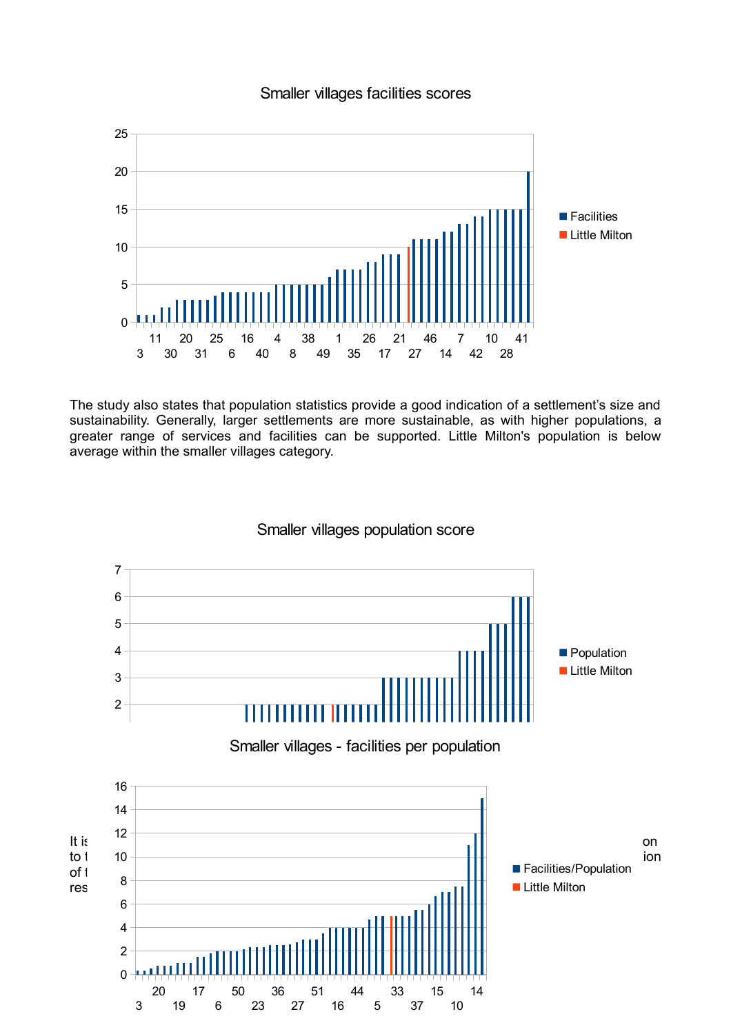Smaller villages facilities scores

The study also states that population statistics provide a good indication of a settlement's size and sustainability. Generally, larger settlements are more sustainable, as with higher populations, a greater range of services and facilities can be supported. Little Milton's population is below average within the smaller villages category.

Smaller villages population score

Smaller villages - facilities per population

It is ... on to t... ion of t... res...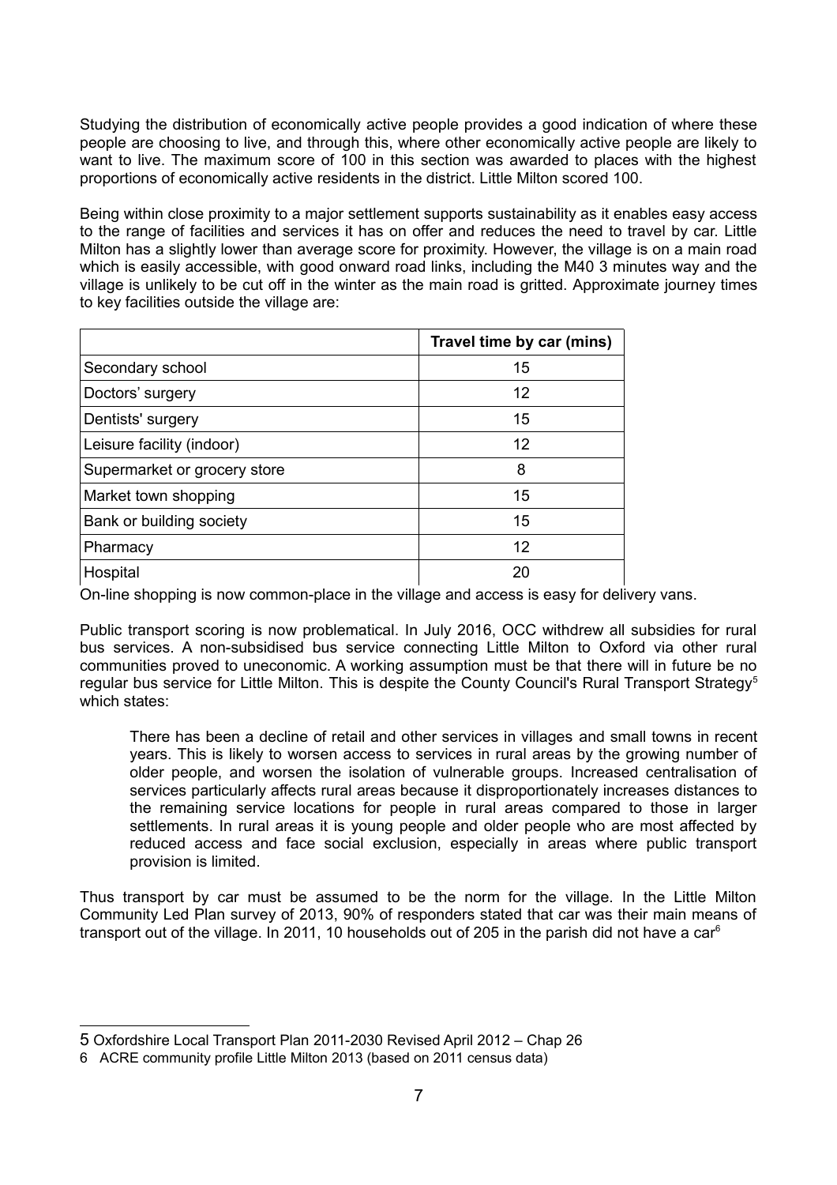Studying the distribution of economically active people provides a good indication of where these people are choosing to live, and through this, where other economically active people are likely to want to live. The maximum score of 100 in this section was awarded to places with the highest proportions of economically active residents in the district. Little Milton scored 100.

Being within close proximity to a major settlement supports sustainability as it enables easy access to the range of facilities and services it has on offer and reduces the need to travel by car. Little Milton has a slightly lower than average score for proximity. However, the village is on a main road which is easily accessible, with good onward road links, including the M40 3 minutes way and the village is unlikely to be cut off in the winter as the main road is gritted. Approximate journey times to key facilities outside the village are:

| | Travel time by car (mins) |
|---|---|
| Secondary school | 15 |
| Doctors' surgery | 12 |
| Dentists' surgery | 15 |
| Leisure facility (indoor) | 12 |
| Supermarket or grocery store | 8 |
| Market town shopping | 15 |
| Bank or building society | 15 |
| Pharmacy | 12 |
| Hospital | 20 |

On-line shopping is now common-place in the village and access is easy for delivery vans.

Public transport scoring is now problematical. In July 2016, OCC withdrew all subsidies for rural bus services. A non-subsidised bus service connecting Little Milton to Oxford via other rural communities proved to uneconomic. A working assumption must be that there will in future be no regular bus service for Little Milton. This is despite the County Council's Rural Transport Strategy[5] which states:

> There has been a decline of retail and other services in villages and small towns in recent years. This is likely to worsen access to services in rural areas by the growing number of older people, and worsen the isolation of vulnerable groups. Increased centralisation of services particularly affects rural areas because it disproportionately increases distances to the remaining service locations for people in rural areas compared to those in larger settlements. In rural areas it is young people and older people who are most affected by reduced access and face social exclusion, especially in areas where public transport provision is limited.

Thus transport by car must be assumed to be the norm for the village. In the Little Milton Community Led Plan survey of 2013, 90% of responders stated that car was their main means of transport out of the village. In 2011, 10 households out of 205 in the parish did not have a car[6]

---

5 Oxfordshire Local Transport Plan 2011-2030 Revised April 2012 – Chap 26

6 ACRE community profile Little Milton 2013 (based on 2011 census data)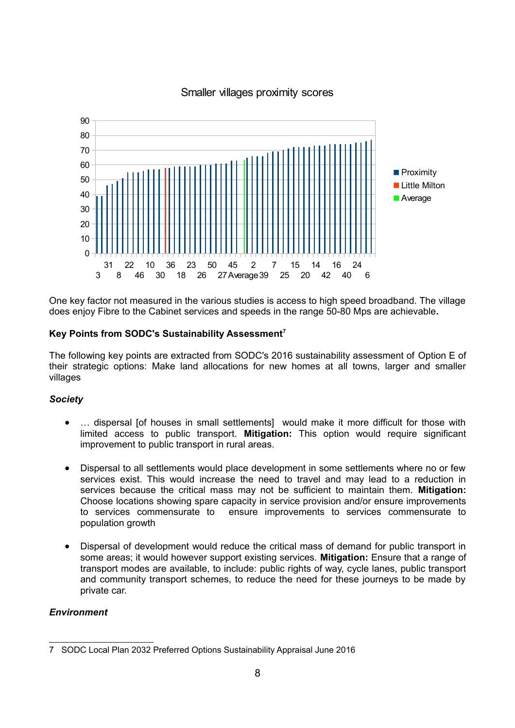Smaller villages proximity scores

One key factor not measured in the various studies is access to high speed broadband. The village does enjoy Fibre to the Cabinet services and speeds in the range 50-80 Mps are achievable**.**

**Key Points from SODC's Sustainability Assessment**[7]

The following key points are extracted from SODC's 2016 sustainability assessment of Option E of their strategic options: Make land allocations for new homes at all towns, larger and smaller villages

***Society***

- … dispersal [of houses in small settlements] would make it more difficult for those with limited access to public transport. **Mitigation:** This option would require significant improvement to public transport in rural areas.

- Dispersal to all settlements would place development in some settlements where no or few services exist. This would increase the need to travel and may lead to a reduction in services because the critical mass may not be sufficient to maintain them. **Mitigation:** Choose locations showing spare capacity in service provision and/or ensure improvements to services commensurate to ensure improvements to services commensurate to population growth

- Dispersal of development would reduce the critical mass of demand for public transport in some areas; it would however support existing services. **Mitigation:** Ensure that a range of transport modes are available, to include: public rights of way, cycle lanes, public transport and community transport schemes, to reduce the need for these journeys to be made by private car.

***Environment***

7 SODC Local Plan 2032 Preferred Options Sustainability Appraisal June 2016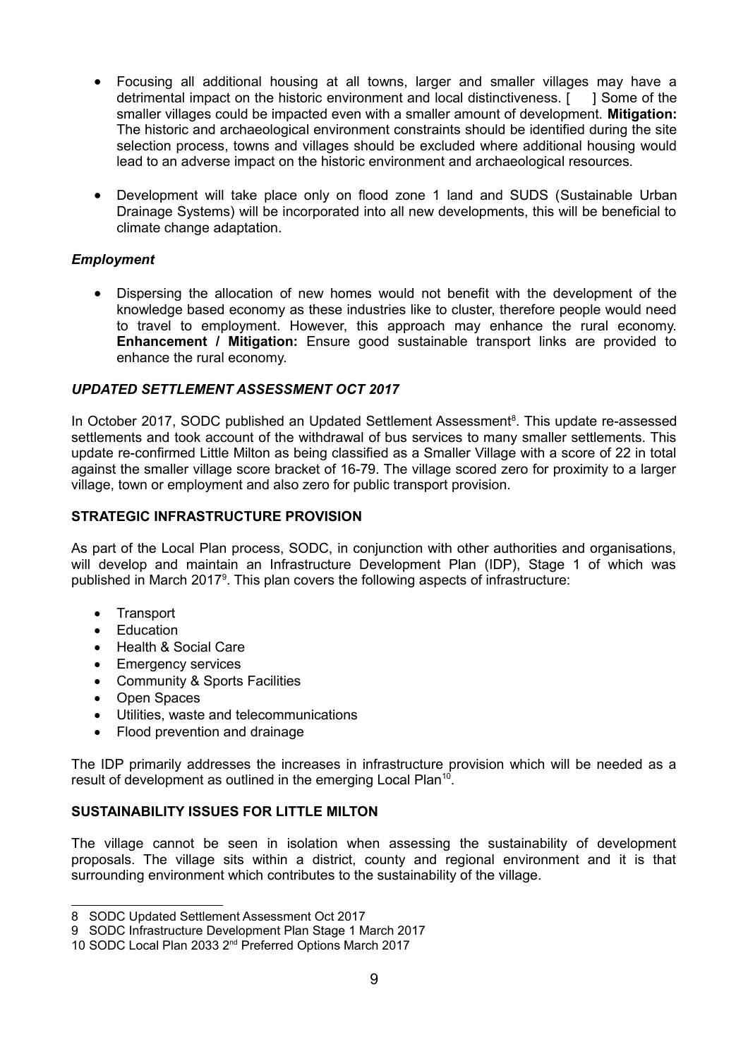- Focusing all additional housing at all towns, larger and smaller villages may have a detrimental impact on the historic environment and local distinctiveness. [ ] Some of the smaller villages could be impacted even with a smaller amount of development. **Mitigation:** The historic and archaeological environment constraints should be identified during the site selection process, towns and villages should be excluded where additional housing would lead to an adverse impact on the historic environment and archaeological resources.

- Development will take place only on flood zone 1 land and SUDS (Sustainable Urban Drainage Systems) will be incorporated into all new developments, this will be beneficial to climate change adaptation.

### *Employment*

- Dispersing the allocation of new homes would not benefit with the development of the knowledge based economy as these industries like to cluster, therefore people would need to travel to employment. However, this approach may enhance the rural economy. **Enhancement / Mitigation:** Ensure good sustainable transport links are provided to enhance the rural economy.

### *UPDATED SETTLEMENT ASSESSMENT OCT 2017*

In October 2017, SODC published an Updated Settlement Assessment[8]. This update re-assessed settlements and took account of the withdrawal of bus services to many smaller settlements. This update re-confirmed Little Milton as being classified as a Smaller Village with a score of 22 in total against the smaller village score bracket of 16-79. The village scored zero for proximity to a larger village, town or employment and also zero for public transport provision.

### STRATEGIC INFRASTRUCTURE PROVISION

As part of the Local Plan process, SODC, in conjunction with other authorities and organisations, will develop and maintain an Infrastructure Development Plan (IDP), Stage 1 of which was published in March 2017[9]. This plan covers the following aspects of infrastructure:

- Transport
- Education
- Health & Social Care
- Emergency services
- Community & Sports Facilities
- Open Spaces
- Utilities, waste and telecommunications
- Flood prevention and drainage

The IDP primarily addresses the increases in infrastructure provision which will be needed as a result of development as outlined in the emerging Local Plan[10].

### SUSTAINABILITY ISSUES FOR LITTLE MILTON

The village cannot be seen in isolation when assessing the sustainability of development proposals. The village sits within a district, county and regional environment and it is that surrounding environment which contributes to the sustainability of the village.

---

8 SODC Updated Settlement Assessment Oct 2017

9 SODC Infrastructure Development Plan Stage 1 March 2017

10 SODC Local Plan 2033 2nd Preferred Options March 2017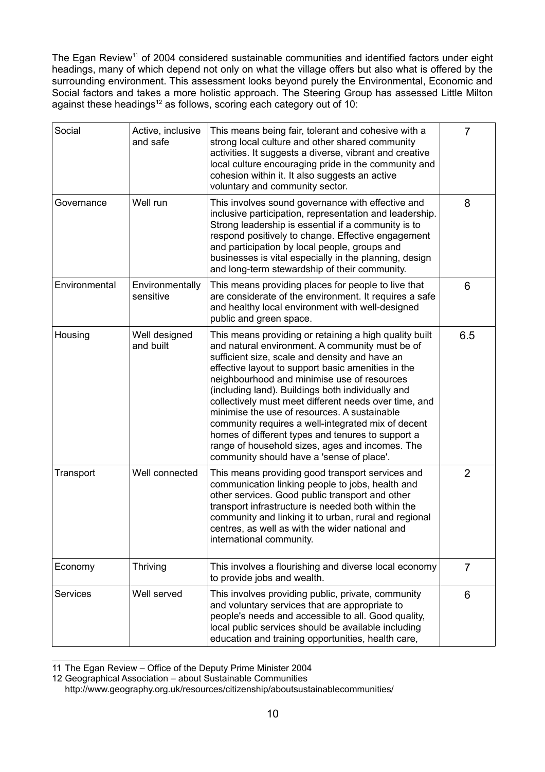The Egan Review[11] of 2004 considered sustainable communities and identified factors under eight headings, many of which depend not only on what the village offers but also what is offered by the surrounding environment. This assessment looks beyond purely the Environmental, Economic and Social factors and takes a more holistic approach. The Steering Group has assessed Little Milton against these headings[12] as follows, scoring each category out of 10:

| | | | |
|---|---|---|---|
| Social | Active, inclusive and safe | This means being fair, tolerant and cohesive with a strong local culture and other shared community activities. It suggests a diverse, vibrant and creative local culture encouraging pride in the community and cohesion within it. It also suggests an active voluntary and community sector. | 7 |
| Governance | Well run | This involves sound governance with effective and inclusive participation, representation and leadership. Strong leadership is essential if a community is to respond positively to change. Effective engagement and participation by local people, groups and businesses is vital especially in the planning, design and long-term stewardship of their community. | 8 |
| Environmental | Environmentally sensitive | This means providing places for people to live that are considerate of the environment. It requires a safe and healthy local environment with well-designed public and green space. | 6 |
| Housing | Well designed and built | This means providing or retaining a high quality built and natural environment. A community must be of sufficient size, scale and density and have an effective layout to support basic amenities in the neighbourhood and minimise use of resources (including land). Buildings both individually and collectively must meet different needs over time, and minimise the use of resources. A sustainable community requires a well-integrated mix of decent homes of different types and tenures to support a range of household sizes, ages and incomes. The community should have a 'sense of place'. | 6.5 |
| Transport | Well connected | This means providing good transport services and communication linking people to jobs, health and other services. Good public transport and other transport infrastructure is needed both within the community and linking it to urban, rural and regional centres, as well as with the wider national and international community. | 2 |
| Economy | Thriving | This involves a flourishing and diverse local economy to provide jobs and wealth. | 7 |
| Services | Well served | This involves providing public, private, community and voluntary services that are appropriate to people's needs and accessible to all. Good quality, local public services should be available including education and training opportunities, health care, | 6 |

11 The Egan Review – Office of the Deputy Prime Minister 2004

12 Geographical Association – about Sustainable Communities http://www.geography.org.uk/resources/citizenship/aboutsustainablecommunities/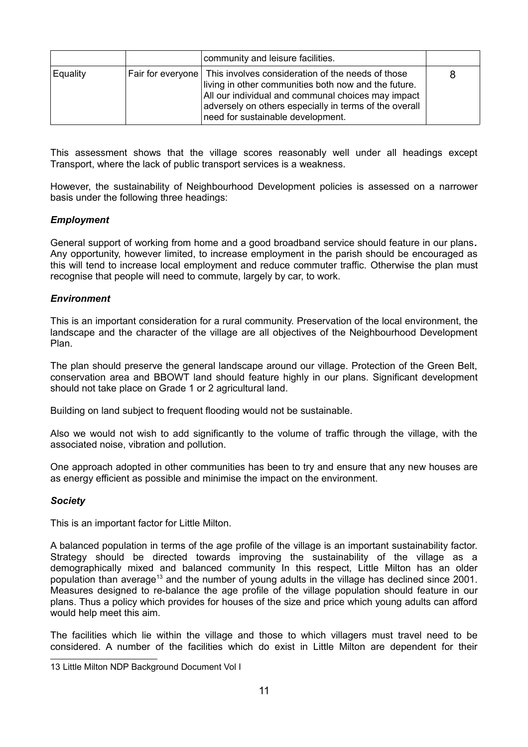| | | community and leisure facilities. | |
|---|---|---|---|
| Equality | Fair for everyone | This involves consideration of the needs of those living in other communities both now and the future. All our individual and communal choices may impact adversely on others especially in terms of the overall need for sustainable development. | 8 |

This assessment shows that the village scores reasonably well under all headings except Transport, where the lack of public transport services is a weakness.

However, the sustainability of Neighbourhood Development policies is assessed on a narrower basis under the following three headings:

***Employment***

General support of working from home and a good broadband service should feature in our plans**.** Any opportunity, however limited, to increase employment in the parish should be encouraged as this will tend to increase local employment and reduce commuter traffic. Otherwise the plan must recognise that people will need to commute, largely by car, to work.

***Environment***

This is an important consideration for a rural community. Preservation of the local environment, the landscape and the character of the village are all objectives of the Neighbourhood Development Plan.

The plan should preserve the general landscape around our village. Protection of the Green Belt, conservation area and BBOWT land should feature highly in our plans. Significant development should not take place on Grade 1 or 2 agricultural land.

Building on land subject to frequent flooding would not be sustainable.

Also we would not wish to add significantly to the volume of traffic through the village, with the associated noise, vibration and pollution.

One approach adopted in other communities has been to try and ensure that any new houses are as energy efficient as possible and minimise the impact on the environment.

***Society***

This is an important factor for Little Milton.

A balanced population in terms of the age profile of the village is an important sustainability factor. Strategy should be directed towards improving the sustainability of the village as a demographically mixed and balanced community In this respect, Little Milton has an older population than average[13] and the number of young adults in the village has declined since 2001. Measures designed to re-balance the age profile of the village population should feature in our plans. Thus a policy which provides for houses of the size and price which young adults can afford would help meet this aim.

The facilities which lie within the village and those to which villagers must travel need to be considered. A number of the facilities which do exist in Little Milton are dependent for their

---

13 Little Milton NDP Background Document Vol I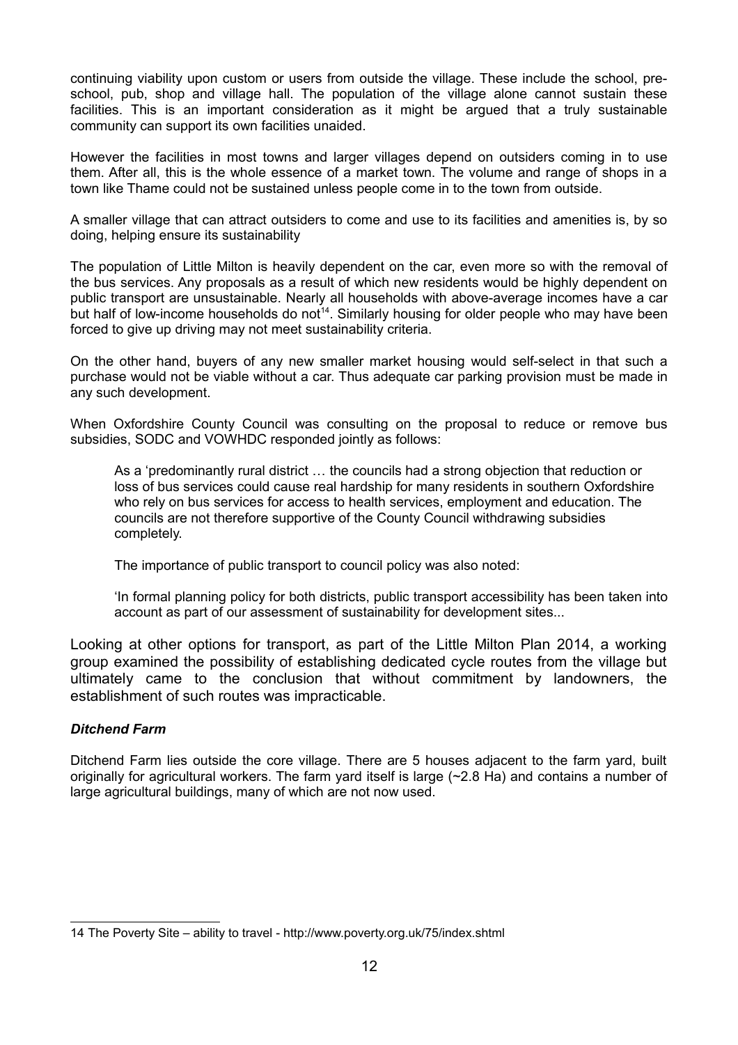continuing viability upon custom or users from outside the village. These include the school, pre-school, pub, shop and village hall. The population of the village alone cannot sustain these facilities. This is an important consideration as it might be argued that a truly sustainable community can support its own facilities unaided.

However the facilities in most towns and larger villages depend on outsiders coming in to use them. After all, this is the whole essence of a market town. The volume and range of shops in a town like Thame could not be sustained unless people come in to the town from outside.

A smaller village that can attract outsiders to come and use to its facilities and amenities is, by so doing, helping ensure its sustainability

The population of Little Milton is heavily dependent on the car, even more so with the removal of the bus services. Any proposals as a result of which new residents would be highly dependent on public transport are unsustainable. Nearly all households with above-average incomes have a car but half of low-income households do not[14]. Similarly housing for older people who may have been forced to give up driving may not meet sustainability criteria.

On the other hand, buyers of any new smaller market housing would self-select in that such a purchase would not be viable without a car. Thus adequate car parking provision must be made in any such development.

When Oxfordshire County Council was consulting on the proposal to reduce or remove bus subsidies, SODC and VOWHDC responded jointly as follows:

> As a 'predominantly rural district … the councils had a strong objection that reduction or loss of bus services could cause real hardship for many residents in southern Oxfordshire who rely on bus services for access to health services, employment and education. The councils are not therefore supportive of the County Council withdrawing subsidies completely.
>
> The importance of public transport to council policy was also noted:
>
> 'In formal planning policy for both districts, public transport accessibility has been taken into account as part of our assessment of sustainability for development sites...

Looking at other options for transport, as part of the Little Milton Plan 2014, a working group examined the possibility of establishing dedicated cycle routes from the village but ultimately came to the conclusion that without commitment by landowners, the establishment of such routes was impracticable.

***Ditchend Farm***

Ditchend Farm lies outside the core village. There are 5 houses adjacent to the farm yard, built originally for agricultural workers. The farm yard itself is large (~2.8 Ha) and contains a number of large agricultural buildings, many of which are not now used.

---

14 The Poverty Site – ability to travel - http://www.poverty.org.uk/75/index.shtml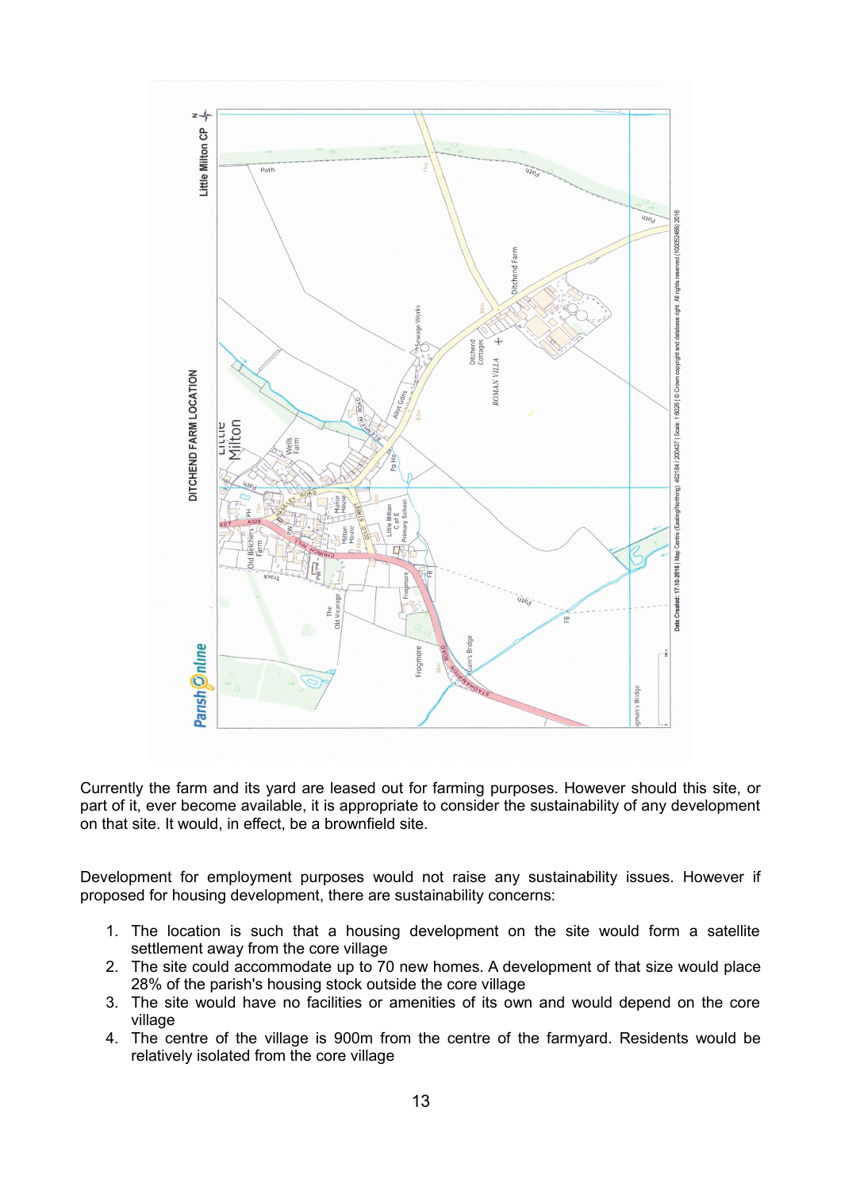DITCHEND FARM LOCATION

Little Milton CP

Currently the farm and its yard are leased out for farming purposes. However should this site, or part of it, ever become available, it is appropriate to consider the sustainability of any development on that site. It would, in effect, be a brownfield site.

Development for employment purposes would not raise any sustainability issues. However if proposed for housing development, there are sustainability concerns:

1. The location is such that a housing development on the site would form a satellite settlement away from the core village
2. The site could accommodate up to 70 new homes. A development of that size would place 28% of the parish's housing stock outside the core village
3. The site would have no facilities or amenities of its own and would depend on the core village
4. The centre of the village is 900m from the centre of the farmyard. Residents would be relatively isolated from the core village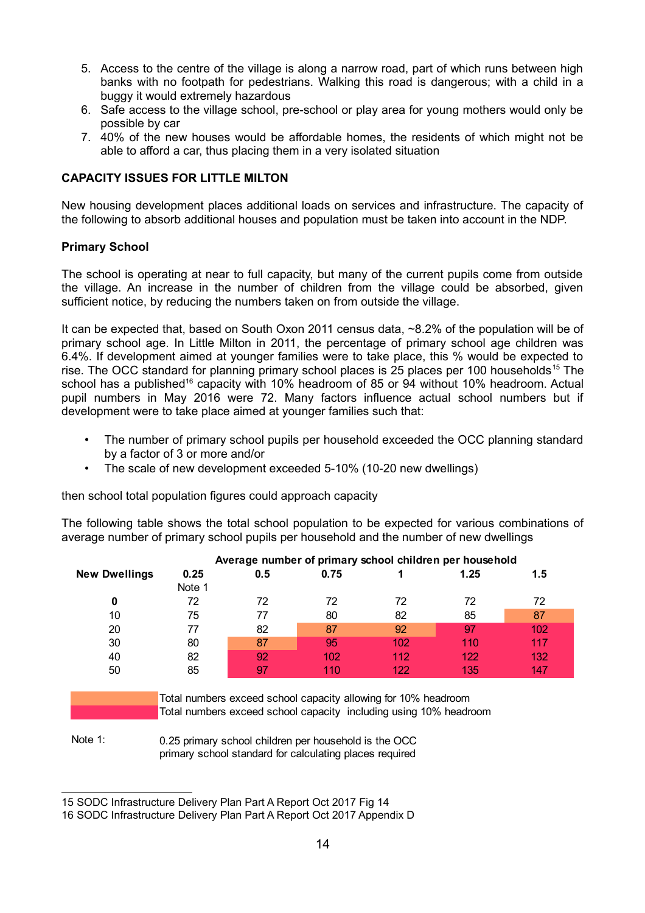5. Access to the centre of the village is along a narrow road, part of which runs between high banks with no footpath for pedestrians. Walking this road is dangerous; with a child in a buggy it would extremely hazardous
6. Safe access to the village school, pre-school or play area for young mothers would only be possible by car
7. 40% of the new houses would be affordable homes, the residents of which might not be able to afford a car, thus placing them in a very isolated situation

## CAPACITY ISSUES FOR LITTLE MILTON

New housing development places additional loads on services and infrastructure. The capacity of the following to absorb additional houses and population must be taken into account in the NDP.

### Primary School

The school is operating at near to full capacity, but many of the current pupils come from outside the village. An increase in the number of children from the village could be absorbed, given sufficient notice, by reducing the numbers taken on from outside the village.

It can be expected that, based on South Oxon 2011 census data, ~8.2% of the population will be of primary school age. In Little Milton in 2011, the percentage of primary school age children was 6.4%. If development aimed at younger families were to take place, this % would be expected to rise. The OCC standard for planning primary school places is 25 places per 100 households[15] The school has a published[16] capacity with 10% headroom of 85 or 94 without 10% headroom. Actual pupil numbers in May 2016 were 72. Many factors influence actual school numbers but if development were to take place aimed at younger families such that:

- The number of primary school pupils per household exceeded the OCC planning standard by a factor of 3 or more and/or
- The scale of new development exceeded 5-10% (10-20 new dwellings)

then school total population figures could approach capacity

The following table shows the total school population to be expected for various combinations of average number of primary school pupils per household and the number of new dwellings

| | Average number of primary school children per household | | | | | |
|---|---|---|---|---|---|---|
| **New Dwellings** | **0.25** Note 1 | **0.5** | **0.75** | **1** | **1.25** | **1.5** |
| **0** | 72 | 72 | 72 | 72 | 72 | 72 |
| 10 | 75 | 77 | 80 | 82 | 85 | 87 |
| 20 | 77 | 82 | 87 | 92 | 97 | 102 |
| 30 | 80 | 87 | 95 | 102 | 110 | 117 |
| 40 | 82 | 92 | 102 | 112 | 122 | 132 |
| 50 | 85 | 97 | 110 | 122 | 135 | 147 |

Key (cell shading in the original table):
- Orange: Total numbers exceed school capacity allowing for 10% headroom (10 dwellings at 1.5; 20 dwellings at 0.75 and 1; 30 dwellings at 0.5)
- Red: Total numbers exceed school capacity including using 10% headroom (20 dwellings at 1.25 and 1.5; 30 dwellings at 0.75 to 1.5; 40 and 50 dwellings at 0.5 to 1.5)

Note 1: 0.25 primary school children per household is the OCC primary school standard for calculating places required

---

15 SODC Infrastructure Delivery Plan Part A Report Oct 2017 Fig 14

16 SODC Infrastructure Delivery Plan Part A Report Oct 2017 Appendix D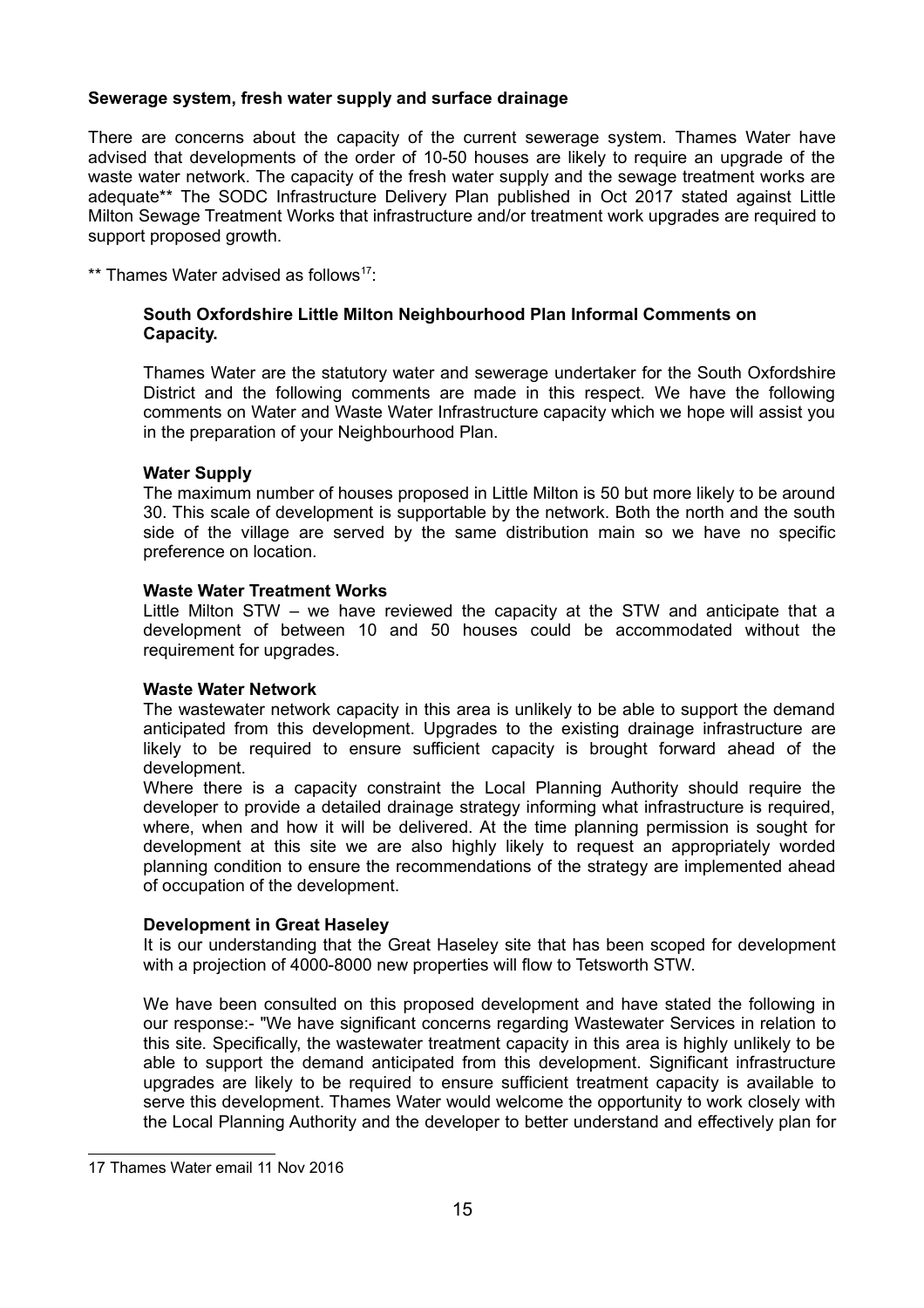**Sewerage system, fresh water supply and surface drainage**

There are concerns about the capacity of the current sewerage system. Thames Water have advised that developments of the order of 10-50 houses are likely to require an upgrade of the waste water network. The capacity of the fresh water supply and the sewage treatment works are adequate** The SODC Infrastructure Delivery Plan published in Oct 2017 stated against Little Milton Sewage Treatment Works that infrastructure and/or treatment work upgrades are required to support proposed growth.

** Thames Water advised as follows[17]:

> **South Oxfordshire Little Milton Neighbourhood Plan Informal Comments on Capacity.**
>
> Thames Water are the statutory water and sewerage undertaker for the South Oxfordshire District and the following comments are made in this respect. We have the following comments on Water and Waste Water Infrastructure capacity which we hope will assist you in the preparation of your Neighbourhood Plan.
>
> **Water Supply**
>
> The maximum number of houses proposed in Little Milton is 50 but more likely to be around 30. This scale of development is supportable by the network. Both the north and the south side of the village are served by the same distribution main so we have no specific preference on location.
>
> **Waste Water Treatment Works**
>
> Little Milton STW – we have reviewed the capacity at the STW and anticipate that a development of between 10 and 50 houses could be accommodated without the requirement for upgrades.
>
> **Waste Water Network**
>
> The wastewater network capacity in this area is unlikely to be able to support the demand anticipated from this development. Upgrades to the existing drainage infrastructure are likely to be required to ensure sufficient capacity is brought forward ahead of the development.
>
> Where there is a capacity constraint the Local Planning Authority should require the developer to provide a detailed drainage strategy informing what infrastructure is required, where, when and how it will be delivered. At the time planning permission is sought for development at this site we are also highly likely to request an appropriately worded planning condition to ensure the recommendations of the strategy are implemented ahead of occupation of the development.
>
> **Development in Great Haseley**
>
> It is our understanding that the Great Haseley site that has been scoped for development with a projection of 4000-8000 new properties will flow to Tetsworth STW.
>
> We have been consulted on this proposed development and have stated the following in our response:- "We have significant concerns regarding Wastewater Services in relation to this site. Specifically, the wastewater treatment capacity in this area is highly unlikely to be able to support the demand anticipated from this development. Significant infrastructure upgrades are likely to be required to ensure sufficient treatment capacity is available to serve this development. Thames Water would welcome the opportunity to work closely with the Local Planning Authority and the developer to better understand and effectively plan for

---

17 Thames Water email 11 Nov 2016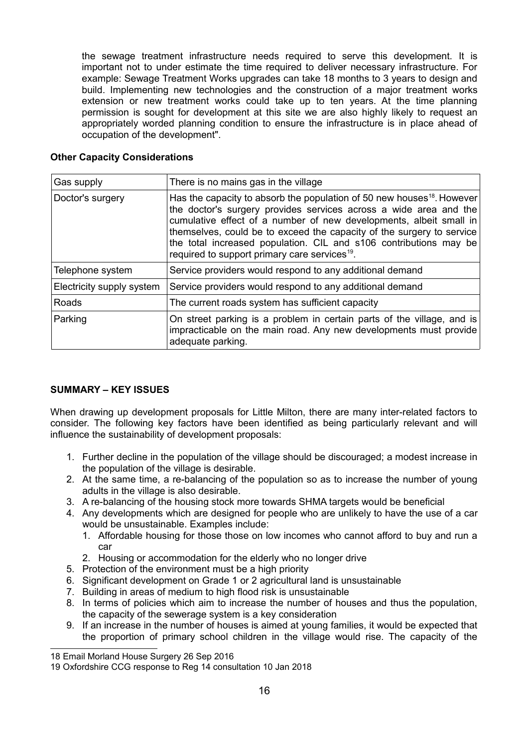the sewage treatment infrastructure needs required to serve this development. It is important not to under estimate the time required to deliver necessary infrastructure. For example: Sewage Treatment Works upgrades can take 18 months to 3 years to design and build. Implementing new technologies and the construction of a major treatment works extension or new treatment works could take up to ten years. At the time planning permission is sought for development at this site we are also highly likely to request an appropriately worded planning condition to ensure the infrastructure is in place ahead of occupation of the development".

**Other Capacity Considerations**

| Gas supply | There is no mains gas in the village |
|---|---|
| Doctor's surgery | Has the capacity to absorb the population of 50 new houses[18]. However the doctor's surgery provides services across a wide area and the cumulative effect of a number of new developments, albeit small in themselves, could be to exceed the capacity of the surgery to service the total increased population. CIL and s106 contributions may be required to support primary care services[19]. |
| Telephone system | Service providers would respond to any additional demand |
| Electricity supply system | Service providers would respond to any additional demand |
| Roads | The current roads system has sufficient capacity |
| Parking | On street parking is a problem in certain parts of the village, and is impracticable on the main road. Any new developments must provide adequate parking. |

**SUMMARY – KEY ISSUES**

When drawing up development proposals for Little Milton, there are many inter-related factors to consider. The following key factors have been identified as being particularly relevant and will influence the sustainability of development proposals:

1. Further decline in the population of the village should be discouraged; a modest increase in the population of the village is desirable.
2. At the same time, a re-balancing of the population so as to increase the number of young adults in the village is also desirable.
3. A re-balancing of the housing stock more towards SHMA targets would be beneficial
4. Any developments which are designed for people who are unlikely to have the use of a car would be unsustainable. Examples include:
   1. Affordable housing for those those on low incomes who cannot afford to buy and run a car
   2. Housing or accommodation for the elderly who no longer drive
5. Protection of the environment must be a high priority
6. Significant development on Grade 1 or 2 agricultural land is unsustainable
7. Building in areas of medium to high flood risk is unsustainable
8. In terms of policies which aim to increase the number of houses and thus the population, the capacity of the sewerage system is a key consideration
9. If an increase in the number of houses is aimed at young families, it would be expected that the proportion of primary school children in the village would rise. The capacity of the

18 Email Morland House Surgery 26 Sep 2016

19 Oxfordshire CCG response to Reg 14 consultation 10 Jan 2018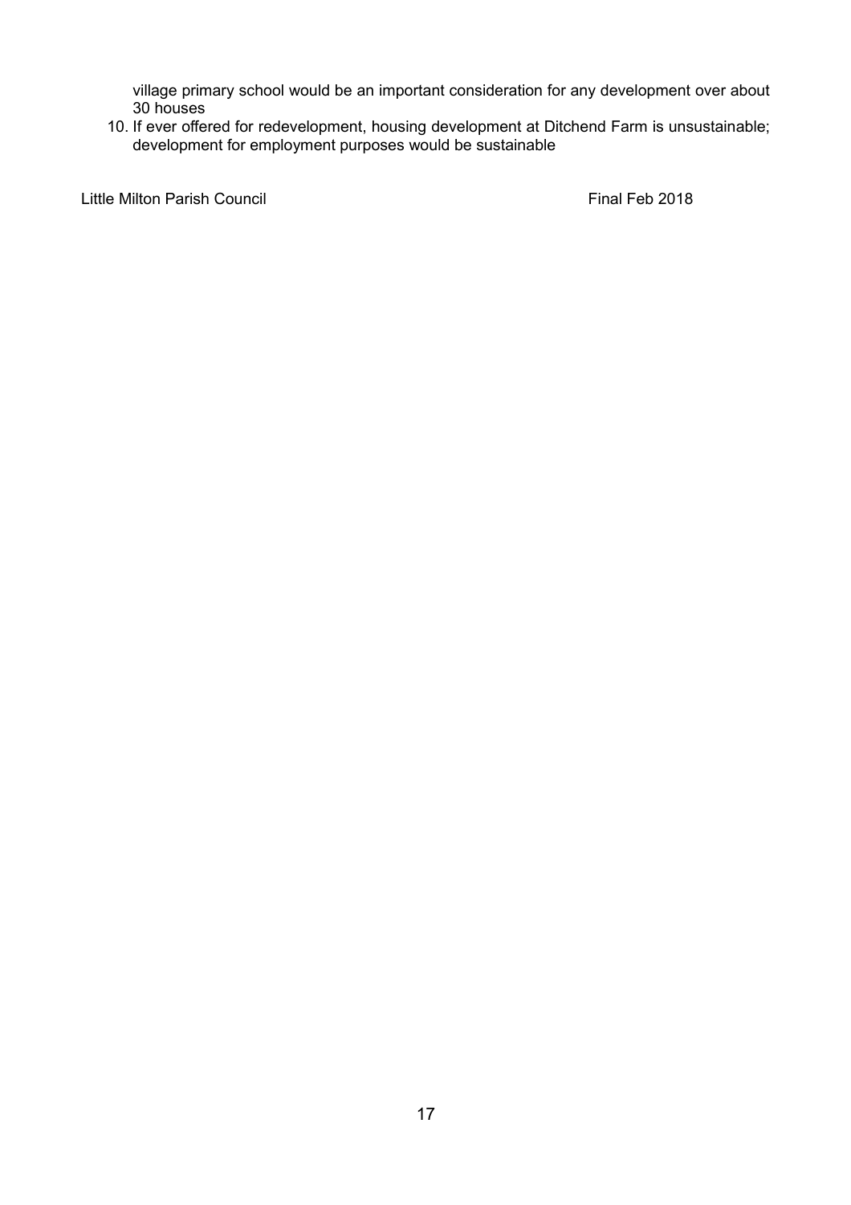village primary school would be an important consideration for any development over about 30 houses

10. If ever offered for redevelopment, housing development at Ditchend Farm is unsustainable; development for employment purposes would be sustainable

Little Milton Parish Council — Final Feb 2018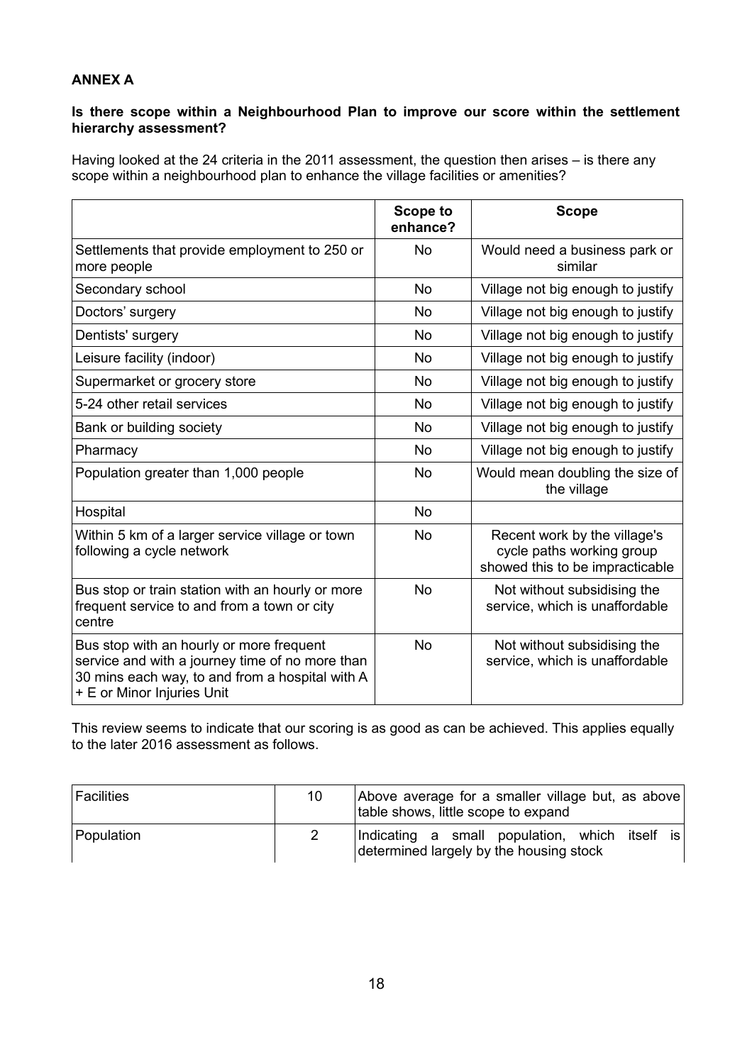## ANNEX A

**Is there scope within a Neighbourhood Plan to improve our score within the settlement hierarchy assessment?**

Having looked at the 24 criteria in the 2011 assessment, the question then arises – is there any scope within a neighbourhood plan to enhance the village facilities or amenities?

| | Scope to enhance? | Scope |
|---|---|---|
| Settlements that provide employment to 250 or more people | No | Would need a business park or similar |
| Secondary school | No | Village not big enough to justify |
| Doctors' surgery | No | Village not big enough to justify |
| Dentists' surgery | No | Village not big enough to justify |
| Leisure facility (indoor) | No | Village not big enough to justify |
| Supermarket or grocery store | No | Village not big enough to justify |
| 5-24 other retail services | No | Village not big enough to justify |
| Bank or building society | No | Village not big enough to justify |
| Pharmacy | No | Village not big enough to justify |
| Population greater than 1,000 people | No | Would mean doubling the size of the village |
| Hospital | No | |
| Within 5 km of a larger service village or town following a cycle network | No | Recent work by the village's cycle paths working group showed this to be impracticable |
| Bus stop or train station with an hourly or more frequent service to and from a town or city centre | No | Not without subsidising the service, which is unaffordable |
| Bus stop with an hourly or more frequent service and with a journey time of no more than 30 mins each way, to and from a hospital with A + E or Minor Injuries Unit | No | Not without subsidising the service, which is unaffordable |

This review seems to indicate that our scoring is as good as can be achieved. This applies equally to the later 2016 assessment as follows.

| | | |
|---|---|---|
| Facilities | 10 | Above average for a smaller village but, as above table shows, little scope to expand |
| Population | 2 | Indicating a small population, which itself is determined largely by the housing stock |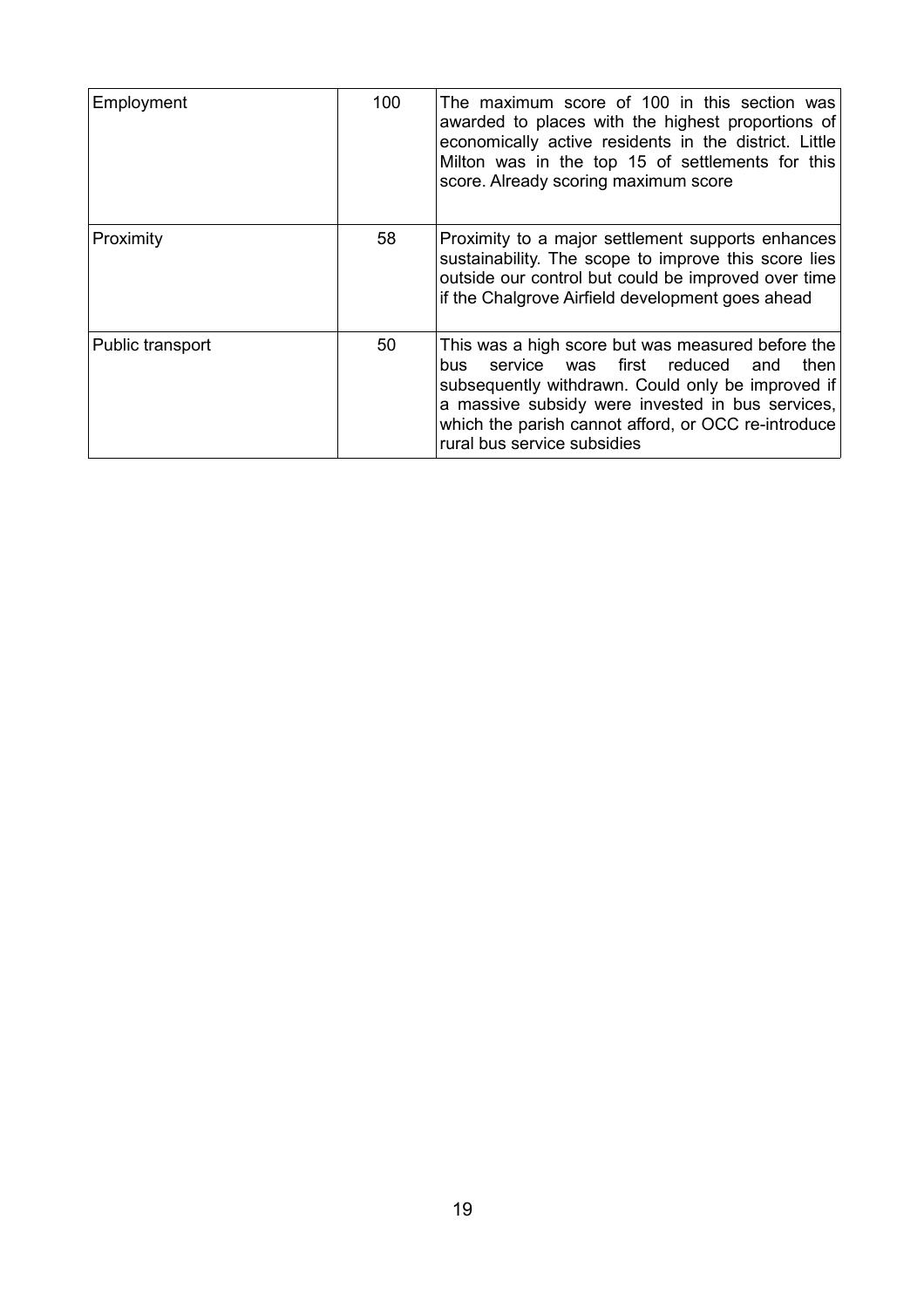| | | |
|---|---|---|
| Employment | 100 | The maximum score of 100 in this section was awarded to places with the highest proportions of economically active residents in the district. Little Milton was in the top 15 of settlements for this score. Already scoring maximum score |
| Proximity | 58 | Proximity to a major settlement supports enhances sustainability. The scope to improve this score lies outside our control but could be improved over time if the Chalgrove Airfield development goes ahead |
| Public transport | 50 | This was a high score but was measured before the bus service was first reduced and then subsequently withdrawn. Could only be improved if a massive subsidy were invested in bus services, which the parish cannot afford, or OCC re-introduce rural bus service subsidies |